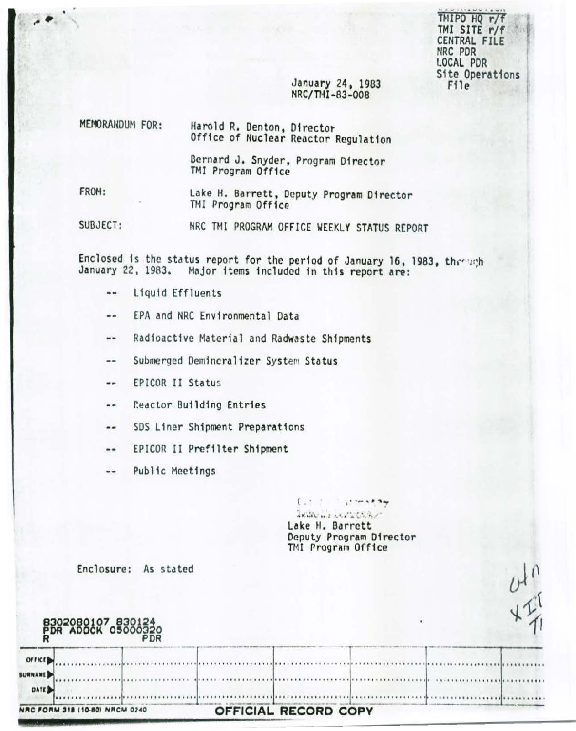TMIPO HQ r/f
TMI SITE r/f
CENTRAL FILE
NRC PDR
LOCAL PDR
Site Operations File

January 24, 1983
NRC/TMI-83-008

MEMORANDUM FOR: Harold R. Denton, Director
Office of Nuclear Reactor Regulation

Bernard J. Snyder, Program Director
TMI Program Office

FROM: Lake H. Barrett, Deputy Program Director
TMI Program Office

SUBJECT: NRC TMI PROGRAM OFFICE WEEKLY STATUS REPORT

Enclosed is the status report for the period of January 16, 1983, through January 22, 1983. Major items included in this report are:

- -- Liquid Effluents
- -- EPA and NRC Environmental Data
- -- Radioactive Material and Radwaste Shipments
- -- Submerged Demineralizer System Status
- -- EPICOR II Status
- -- Reactor Building Entries
- -- SDS Liner Shipment Preparations
- -- EPICOR II Prefilter Shipment
- -- Public Meetings

Lake H. Barrett
Deputy Program Director
TMI Program Office

Enclosure: As stated

8302080107 830124
PDR ADOCK 05000320
R PDR

| OFFICE | | | | | | | |
|---|---|---|---|---|---|---|---|
| SURNAME | | | | | | | |
| DATE | | | | | | | |

NRC FORM 318 (10-80) NRCM 0240 OFFICIAL RECORD COPY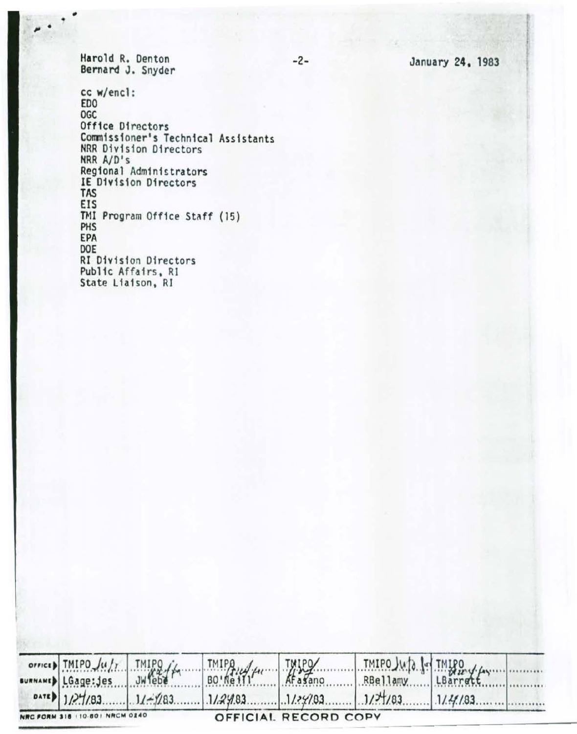Harold R. Denton
Bernard J. Snyder

January 24, 1983

cc w/encl:
EDO
OGC
Office Directors
Commissioner's Technical Assistants
NRR Division Directors
NRR A/D's
Regional Administrators
IE Division Directors
TAS
EIS
TMI Program Office Staff (15)
PHS
EPA
DOE
RI Division Directors
Public Affairs, RI
State Liaison, RI

| OFFICE | TMIPO | TMIPO | TMIPO | TMIPO | TMIPO | TMIPO | |
|---|---|---|---|---|---|---|---|
| SURNAME | LGage:jes | JWiebe | BO'Neill | AFasano | RBellamy | LBarrett | |
| DATE | 1/24/83 | 1/-/83 | 1/24/83 | 1/24/83 | 1/24/83 | 1/24/83 | |

NRC FORM 318 (10-80) NRCM 0240

OFFICIAL RECORD COPY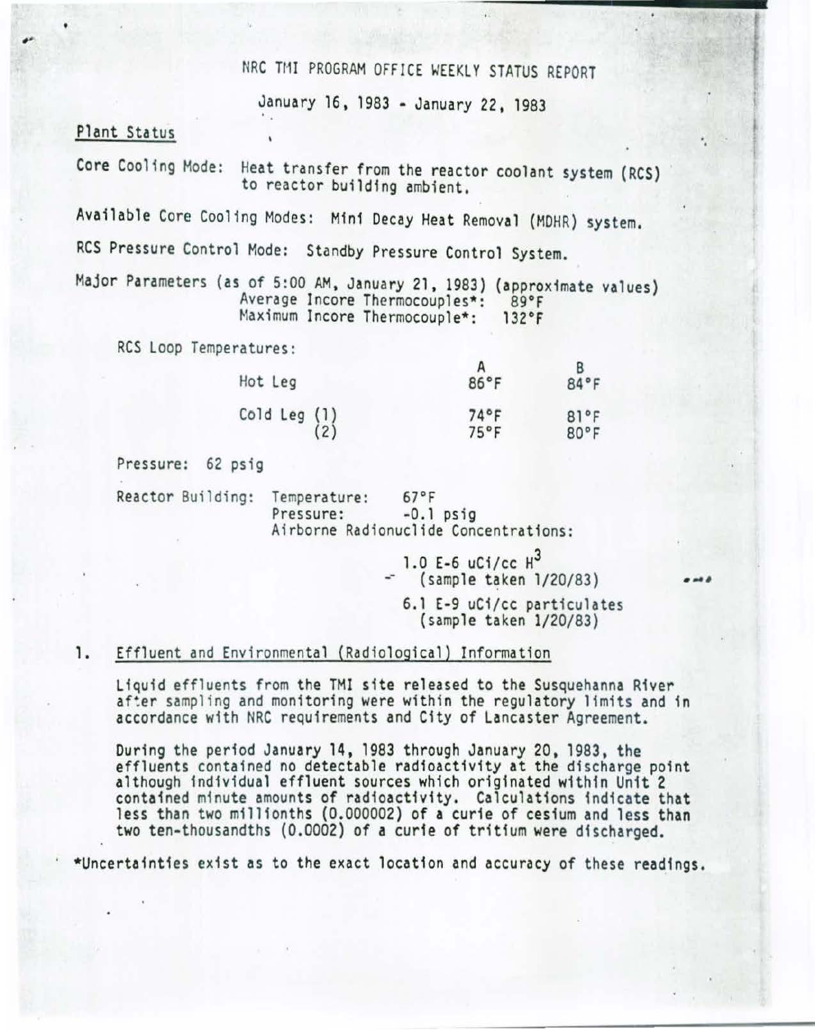# NRC TMI PROGRAM OFFICE WEEKLY STATUS REPORT

January 16, 1983 - January 22, 1983

## Plant Status

Core Cooling Mode: Heat transfer from the reactor coolant system (RCS) to reactor building ambient.

Available Core Cooling Modes: Mini Decay Heat Removal (MDHR) system.

RCS Pressure Control Mode: Standby Pressure Control System.

Major Parameters (as of 5:00 AM, January 21, 1983) (approximate values)

Average Incore Thermocouples*: 89°F
Maximum Incore Thermocouple*: 132°F

RCS Loop Temperatures:

| | A | B |
|---|---|---|
| Hot Leg | 86°F | 84°F |
| Cold Leg (1) | 74°F | 81°F |
| (2) | 75°F | 80°F |

Pressure: 62 psig

Reactor Building: Temperature: 67°F
Pressure: -0.1 psig
Airborne Radionuclide Concentrations:

1.0 E-6 uCi/cc $H^3$ (sample taken 1/20/83)

6.1 E-9 uCi/cc particulates (sample taken 1/20/83)

## 1. Effluent and Environmental (Radiological) Information

Liquid effluents from the TMI site released to the Susquehanna River after sampling and monitoring were within the regulatory limits and in accordance with NRC requirements and City of Lancaster Agreement.

During the period January 14, 1983 through January 20, 1983, the effluents contained no detectable radioactivity at the discharge point although individual effluent sources which originated within Unit 2 contained minute amounts of radioactivity. Calculations indicate that less than two millionths (0.000002) of a curie of cesium and less than two ten-thousandths (0.0002) of a curie of tritium were discharged.

*Uncertainties exist as to the exact location and accuracy of these readings.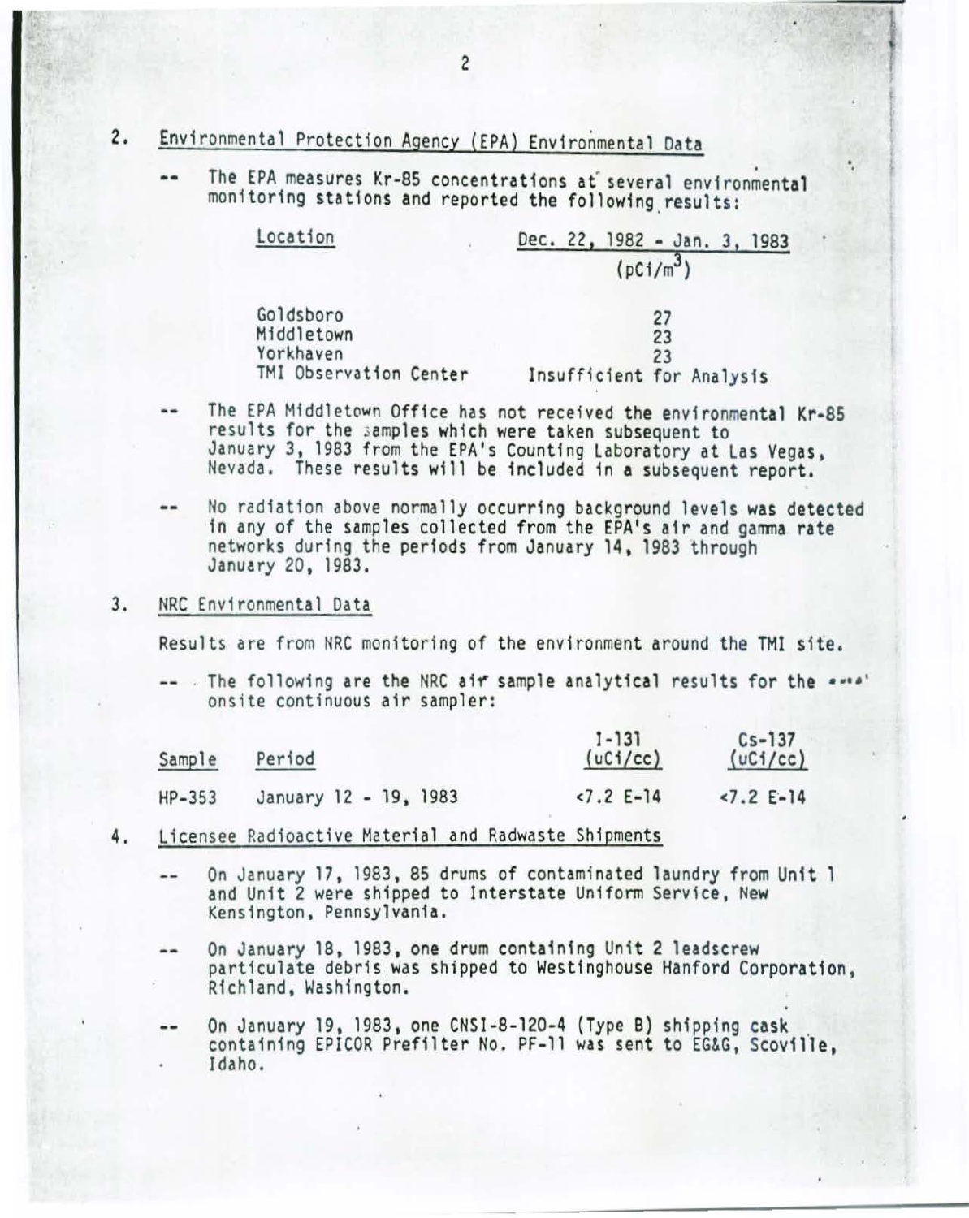2. Environmental Protection Agency (EPA) Environmental Data

-- The EPA measures Kr-85 concentrations at several environmental monitoring stations and reported the following results:

| Location | Dec. 22, 1982 - Jan. 3, 1983 ($pCi/m^3$) |
|---|---|
| Goldsboro | 27 |
| Middletown | 23 |
| Yorkhaven | 23 |
| TMI Observation Center | Insufficient for Analysis |

-- The EPA Middletown Office has not received the environmental Kr-85 results for the samples which were taken subsequent to January 3, 1983 from the EPA's Counting Laboratory at Las Vegas, Nevada. These results will be included in a subsequent report.

-- No radiation above normally occurring background levels was detected in any of the samples collected from the EPA's air and gamma rate networks during the periods from January 14, 1983 through January 20, 1983.

3. NRC Environmental Data

Results are from NRC monitoring of the environment around the TMI site.

-- The following are the NRC air sample analytical results for the onsite continuous air sampler:

| Sample | Period | I-131 (uCi/cc) | Cs-137 (uCi/cc) |
|---|---|---|---|
| HP-353 | January 12 - 19, 1983 | <7.2 E-14 | <7.2 E-14 |

4. Licensee Radioactive Material and Radwaste Shipments

-- On January 17, 1983, 85 drums of contaminated laundry from Unit 1 and Unit 2 were shipped to Interstate Uniform Service, New Kensington, Pennsylvania.

-- On January 18, 1983, one drum containing Unit 2 leadscrew particulate debris was shipped to Westinghouse Hanford Corporation, Richland, Washington.

-- On January 19, 1983, one CNSI-8-120-4 (Type B) shipping cask containing EPICOR Prefilter No. PF-11 was sent to EG&G, Scoville, Idaho.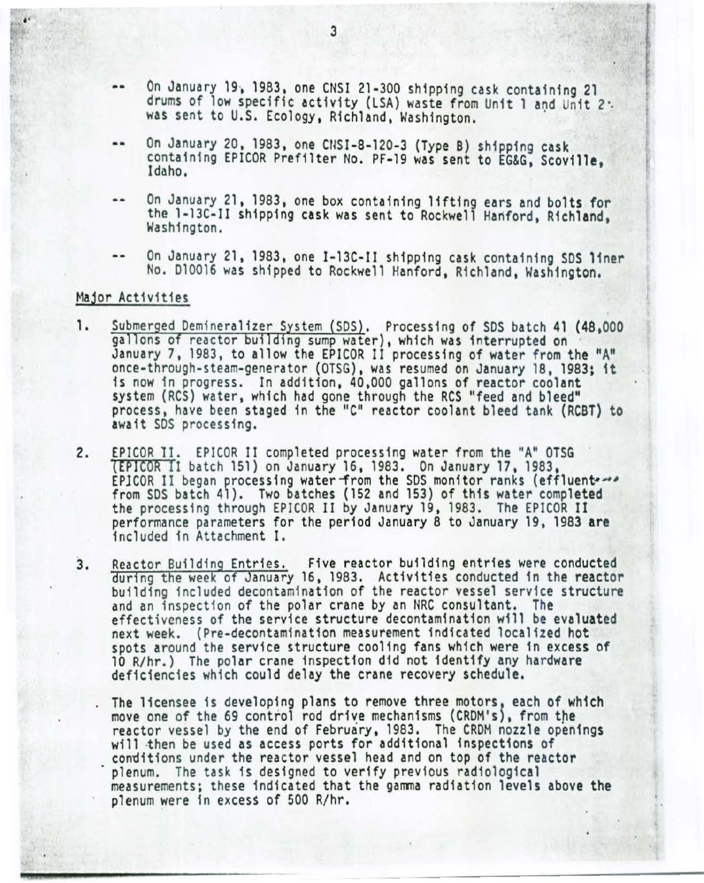-- On January 19, 1983, one CNSI 21-300 shipping cask containing 21 drums of low specific activity (LSA) waste from Unit 1 and Unit 2 was sent to U.S. Ecology, Richland, Washington.

-- On January 20, 1983, one CNSI-8-120-3 (Type B) shipping cask containing EPICOR Prefilter No. PF-19 was sent to EG&G, Scoville, Idaho.

-- On January 21, 1983, one box containing lifting ears and bolts for the 1-13C-II shipping cask was sent to Rockwell Hanford, Richland, Washington.

-- On January 21, 1983, one I-13C-II shipping cask containing SDS liner No. D10016 was shipped to Rockwell Hanford, Richland, Washington.

## Major Activities

1. Submerged Demineralizer System (SDS). Processing of SDS batch 41 (48,000 gallons of reactor building sump water), which was interrupted on January 7, 1983, to allow the EPICOR II processing of water from the "A" once-through-steam-generator (OTSG), was resumed on January 18, 1983; it is now in progress. In addition, 40,000 gallons of reactor coolant system (RCS) water, which had gone through the RCS "feed and bleed" process, have been staged in the "C" reactor coolant bleed tank (RCBT) to await SDS processing.

2. EPICOR II. EPICOR II completed processing water from the "A" OTSG (EPICOR II batch 151) on January 16, 1983. On January 17, 1983, EPICOR II began processing water from the SDS monitor ranks (effluent from SDS batch 41). Two batches (152 and 153) of this water completed the processing through EPICOR II by January 19, 1983. The EPICOR II performance parameters for the period January 8 to January 19, 1983 are included in Attachment I.

3. Reactor Building Entries. Five reactor building entries were conducted during the week of January 16, 1983. Activities conducted in the reactor building included decontamination of the reactor vessel service structure and an inspection of the polar crane by an NRC consultant. The effectiveness of the service structure decontamination will be evaluated next week. (Pre-decontamination measurement indicated localized hot spots around the service structure cooling fans which were in excess of 10 R/hr.) The polar crane inspection did not identify any hardware deficiencies which could delay the crane recovery schedule.

   . The licensee is developing plans to remove three motors, each of which move one of the 69 control rod drive mechanisms (CRDM's), from the reactor vessel by the end of February, 1983. The CRDM nozzle openings will then be used as access ports for additional inspections of conditions under the reactor vessel head and on top of the reactor plenum. The task is designed to verify previous radiological measurements; these indicated that the gamma radiation levels above the plenum were in excess of 500 R/hr.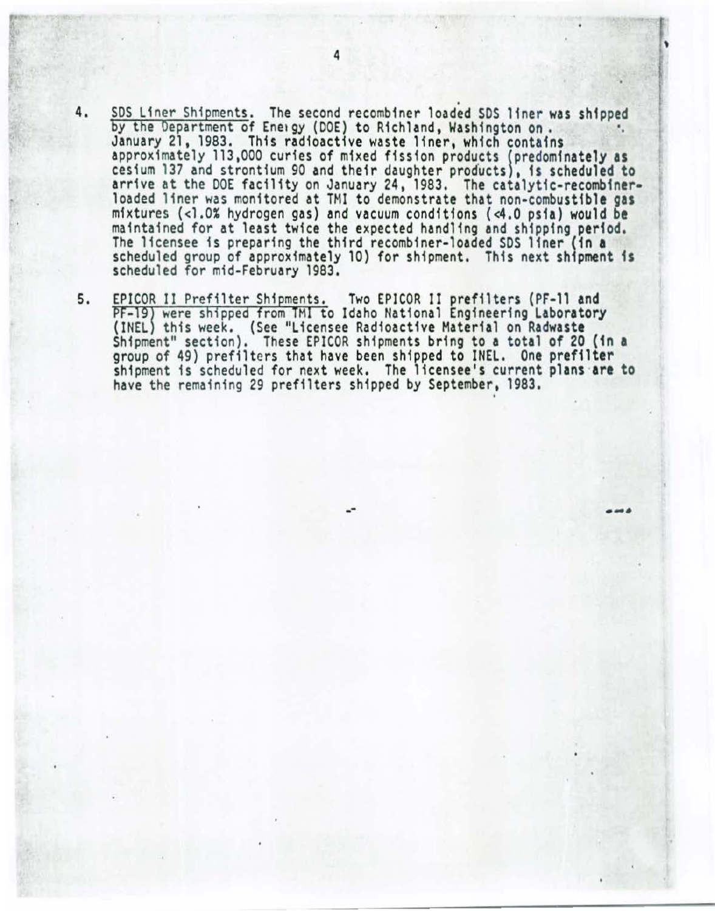4. <u>SDS Liner Shipments.</u> The second recombiner loaded SDS liner was shipped by the Department of Energy (DOE) to Richland, Washington on January 21, 1983. This radioactive waste liner, which contains approximately 113,000 curies of mixed fission products (predominately as cesium 137 and strontium 90 and their daughter products), is scheduled to arrive at the DOE facility on January 24, 1983. The catalytic-recombiner-loaded liner was monitored at TMI to demonstrate that non-combustible gas mixtures (<1.0% hydrogen gas) and vacuum conditions (<4.0 psia) would be maintained for at least twice the expected handling and shipping period. The licensee is preparing the third recombiner-loaded SDS liner (in a scheduled group of approximately 10) for shipment. This next shipment is scheduled for mid-February 1983.

5. <u>EPICOR II Prefilter Shipments.</u> Two EPICOR II prefilters (PF-11 and PF-19) were shipped from TMI to Idaho National Engineering Laboratory (INEL) this week. (See "Licensee Radioactive Material on Radwaste Shipment" section). These EPICOR shipments bring to a total of 20 (in a group of 49) prefilters that have been shipped to INEL. One prefilter shipment is scheduled for next week. The licensee's current plans are to have the remaining 29 prefilters shipped by September, 1983.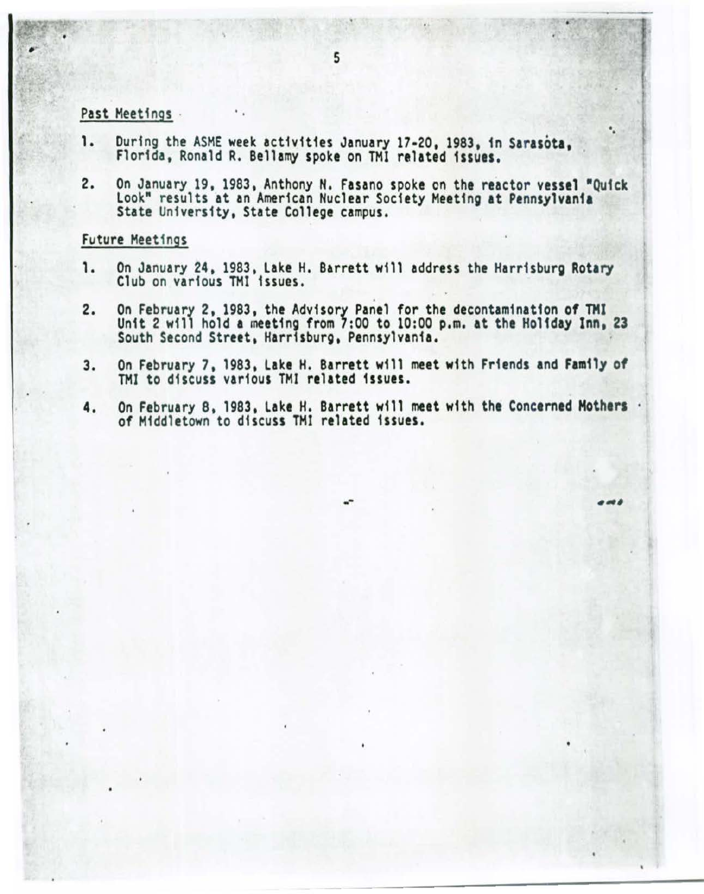## Past Meetings

1. During the ASME week activities January 17-20, 1983, in Sarasota, Florida, Ronald R. Bellamy spoke on TMI related issues.

2. On January 19, 1983, Anthony N. Fasano spoke on the reactor vessel "Quick Look" results at an American Nuclear Society Meeting at Pennsylvania State University, State College campus.

## Future Meetings

1. On January 24, 1983, Lake H. Barrett will address the Harrisburg Rotary Club on various TMI issues.

2. On February 2, 1983, the Advisory Panel for the decontamination of TMI Unit 2 will hold a meeting from 7:00 to 10:00 p.m. at the Holiday Inn, 23 South Second Street, Harrisburg, Pennsylvania.

3. On February 7, 1983, Lake H. Barrett will meet with Friends and Family of TMI to discuss various TMI related issues.

4. On February 8, 1983, Lake H. Barrett will meet with the Concerned Mothers of Middletown to discuss TMI related issues.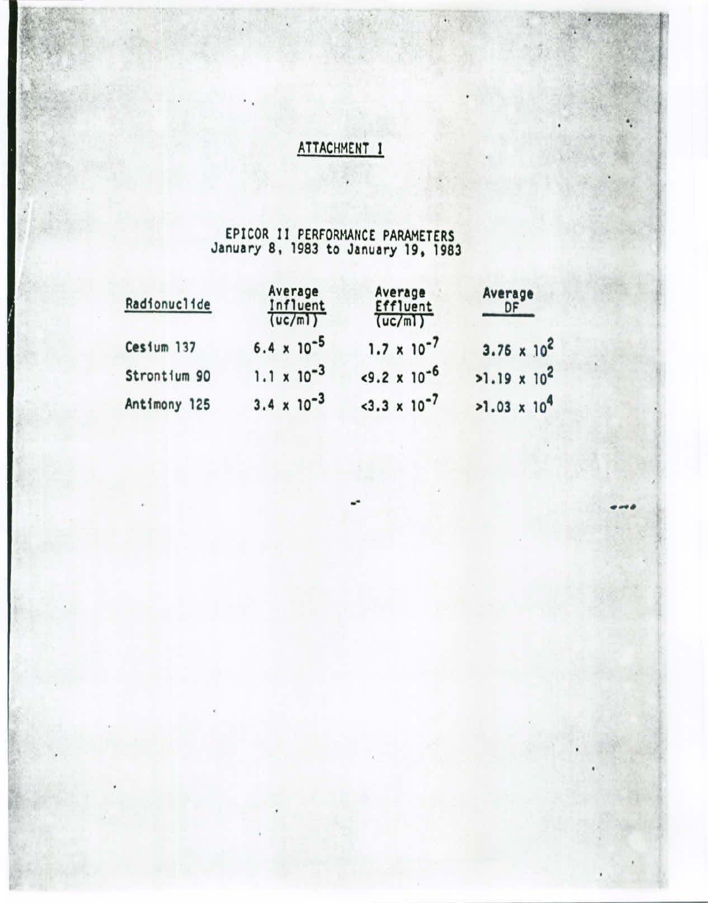# ATTACHMENT 1

## EPICOR II PERFORMANCE PARAMETERS
January 8, 1983 to January 19, 1983

| Radionuclide | Average Influent (uc/ml) | Average Effluent (uc/ml) | Average DF |
|---|---|---|---|
| Cesium 137 | $6.4 \times 10^{-5}$ | $1.7 \times 10^{-7}$ | $3.76 \times 10^{2}$ |
| Strontium 90 | $1.1 \times 10^{-3}$ | $<9.2 \times 10^{-6}$ | $>1.19 \times 10^{2}$ |
| Antimony 125 | $3.4 \times 10^{-3}$ | $<3.3 \times 10^{-7}$ | $>1.03 \times 10^{4}$ |